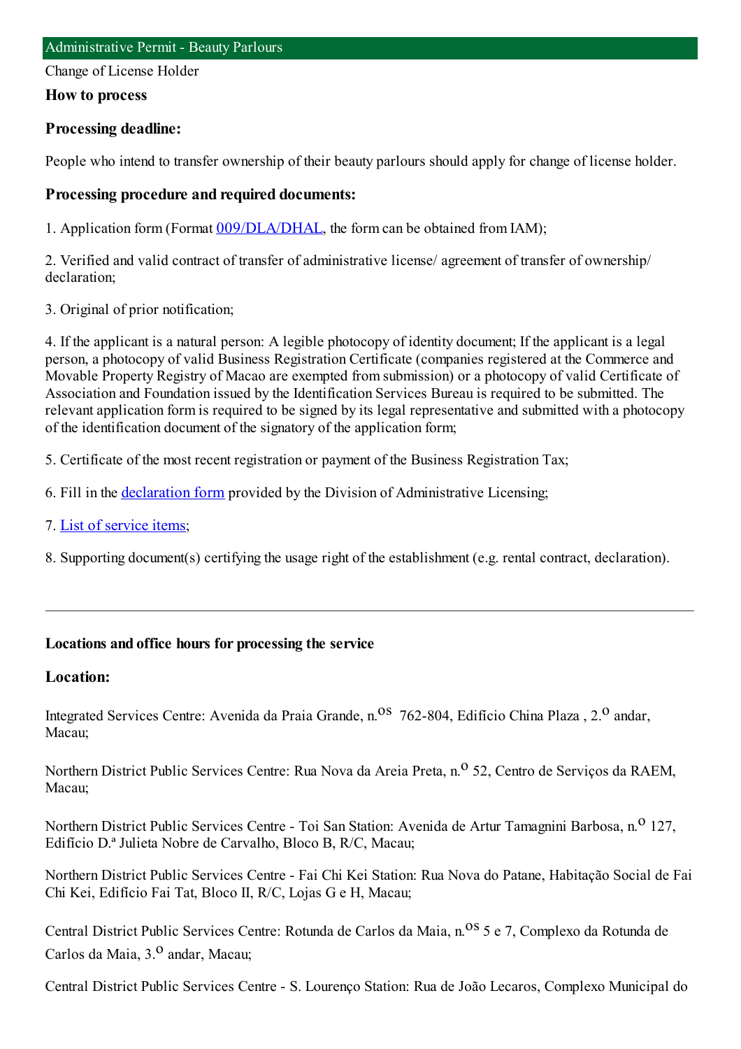## Administrative Permit - Beauty Parlours

Change of License Holder

### How to process

### Processing deadline:

People who intend to transfer ownership of their beauty parlours should apply for change of license holder.

### Processing procedure and required documents:

1. Application form (Format 009/DLA/DHAL, the form can be obtained from IAM);

2. Verified and valid contract of transfer of administrative license/ agreement of transfer of ownership/ declaration;

3. Original of prior notification;

4. If the applicant is a natural person: A legible photocopy of identity document; If the applicant is a legal person, a photocopy of valid Business Registration Certificate (companies registered at the Commerce and Movable Property Registry of Macao are exempted from submission) or a photocopy of valid Certificate of Association and Foundation issued by the Identification Services Bureau is required to be submitted. The relevant application form is required to be signed by its legal representative and submitted with a photocopy of the identification document of the signatory of the application form;

5. Certificate of the most recent registration or payment of the Business Registration Tax;

6. Fill in the declaration form provided by the Division of Administrative Licensing;

7. List of service items;

8. Supporting document(s) certifying the usage right of the establishment (e.g. rental contract, declaration).

---

### Locations and office hours for processing the service

### Location:

Integrated Services Centre: Avenida da Praia Grande, n.os 762-804, Edifício China Plaza , 2.o andar, Macau;

Northern District Public Services Centre: Rua Nova da Areia Preta, n.o 52, Centro de Serviços da RAEM, Macau;

Northern District Public Services Centre - Toi San Station: Avenida de Artur Tamagnini Barbosa, n.o 127, Edifício D.ª Julieta Nobre de Carvalho, Bloco B, R/C, Macau;

Northern District Public Services Centre - Fai Chi Kei Station: Rua Nova do Patane, Habitação Social de Fai Chi Kei, Edifício Fai Tat, Bloco II, R/C, Lojas G e H, Macau;

Central District Public Services Centre: Rotunda de Carlos da Maia, n.os 5 e 7, Complexo da Rotunda de Carlos da Maia, 3.o andar, Macau;

Central District Public Services Centre - S. Lourenço Station: Rua de João Lecaros, Complexo Municipal do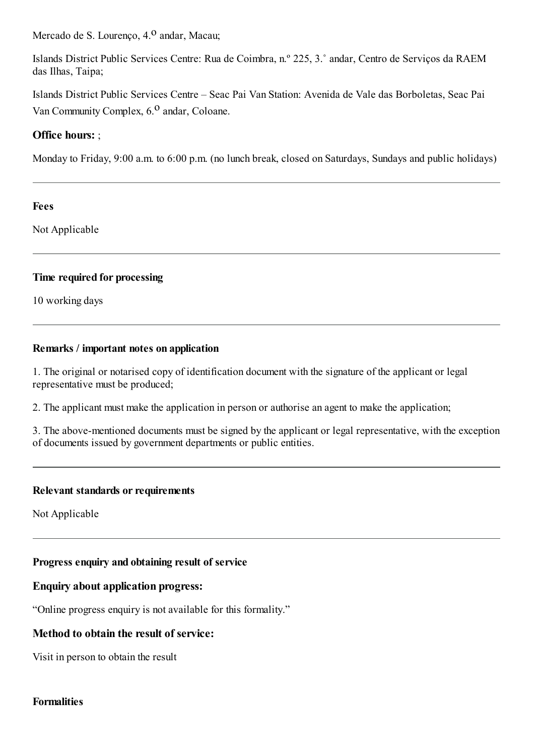Mercado de S. Lourenço, 4.º andar, Macau;

Islands District Public Services Centre: Rua de Coimbra, n.º 225, 3.˚ andar, Centro de Serviços da RAEM das Ilhas, Taipa;

Islands District Public Services Centre – Seac Pai Van Station: Avenida de Vale das Borboletas, Seac Pai Van Community Complex, 6.º andar, Coloane.

**Office hours:** ;

Monday to Friday, 9:00 a.m. to 6:00 p.m. (no lunch break, closed on Saturdays, Sundays and public holidays)

---

**Fees**

Not Applicable

---

**Time required for processing**

10 working days

---

**Remarks / important notes on application**

1. The original or notarised copy of identification document with the signature of the applicant or legal representative must be produced;

2. The applicant must make the application in person or authorise an agent to make the application;

3. The above-mentioned documents must be signed by the applicant or legal representative, with the exception of documents issued by government departments or public entities.

---

**Relevant standards or requirements**

Not Applicable

---

**Progress enquiry and obtaining result of service**

**Enquiry about application progress:**

"Online progress enquiry is not available for this formality."

**Method to obtain the result of service:**

Visit in person to obtain the result

**Formalities**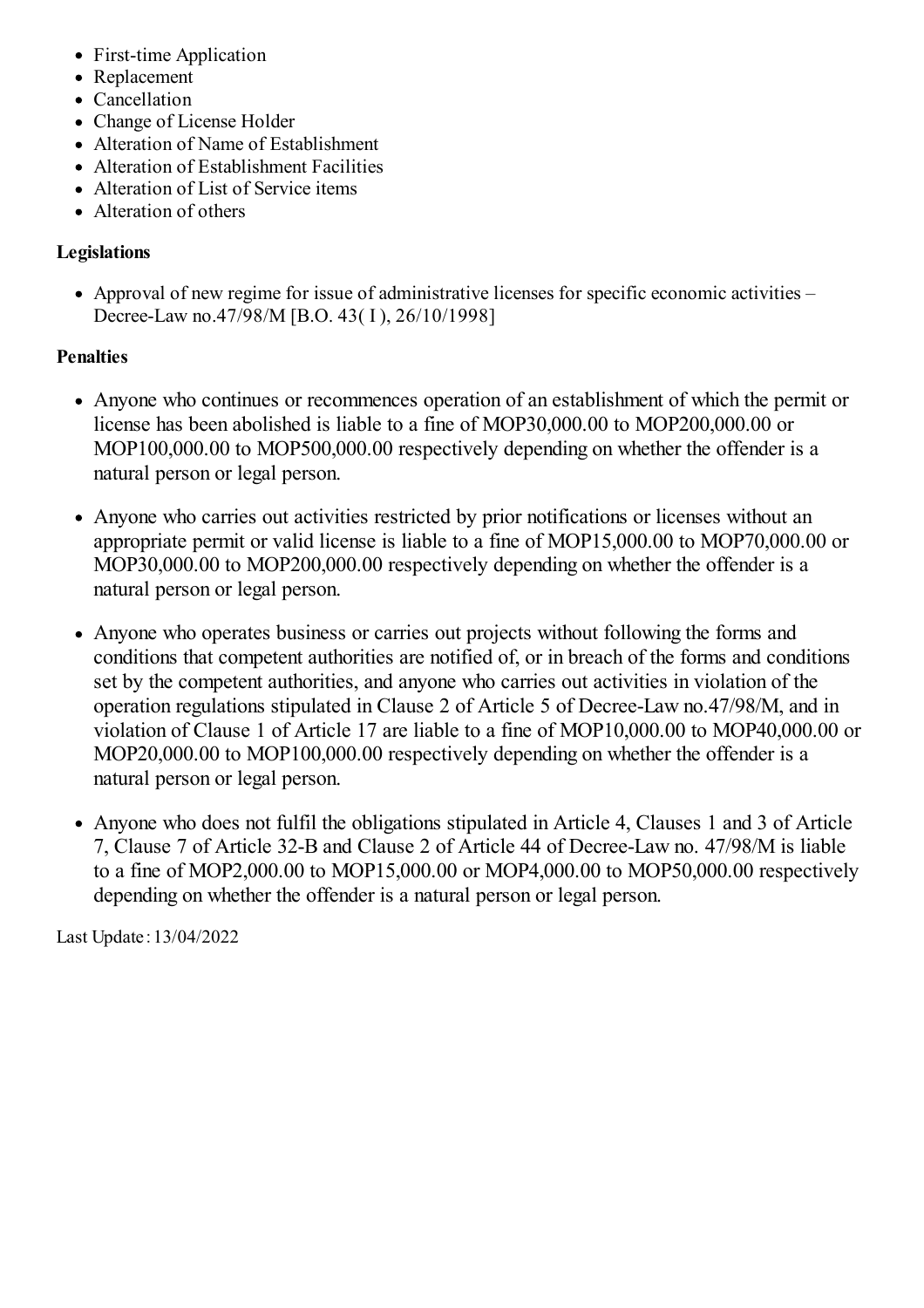- First-time Application
- Replacement
- Cancellation
- Change of License Holder
- Alteration of Name of Establishment
- Alteration of Establishment Facilities
- Alteration of List of Service items
- Alteration of others

**Legislations**

- Approval of new regime for issue of administrative licenses for specific economic activities – Decree-Law no.47/98/M [B.O. 43( I ), 26/10/1998]

**Penalties**

- Anyone who continues or recommences operation of an establishment of which the permit or license has been abolished is liable to a fine of MOP30,000.00 to MOP200,000.00 or MOP100,000.00 to MOP500,000.00 respectively depending on whether the offender is a natural person or legal person.

- Anyone who carries out activities restricted by prior notifications or licenses without an appropriate permit or valid license is liable to a fine of MOP15,000.00 to MOP70,000.00 or MOP30,000.00 to MOP200,000.00 respectively depending on whether the offender is a natural person or legal person.

- Anyone who operates business or carries out projects without following the forms and conditions that competent authorities are notified of, or in breach of the forms and conditions set by the competent authorities, and anyone who carries out activities in violation of the operation regulations stipulated in Clause 2 of Article 5 of Decree-Law no.47/98/M, and in violation of Clause 1 of Article 17 are liable to a fine of MOP10,000.00 to MOP40,000.00 or MOP20,000.00 to MOP100,000.00 respectively depending on whether the offender is a natural person or legal person.

- Anyone who does not fulfil the obligations stipulated in Article 4, Clauses 1 and 3 of Article 7, Clause 7 of Article 32-B and Clause 2 of Article 44 of Decree-Law no. 47/98/M is liable to a fine of MOP2,000.00 to MOP15,000.00 or MOP4,000.00 to MOP50,000.00 respectively depending on whether the offender is a natural person or legal person.

Last Update : 13/04/2022